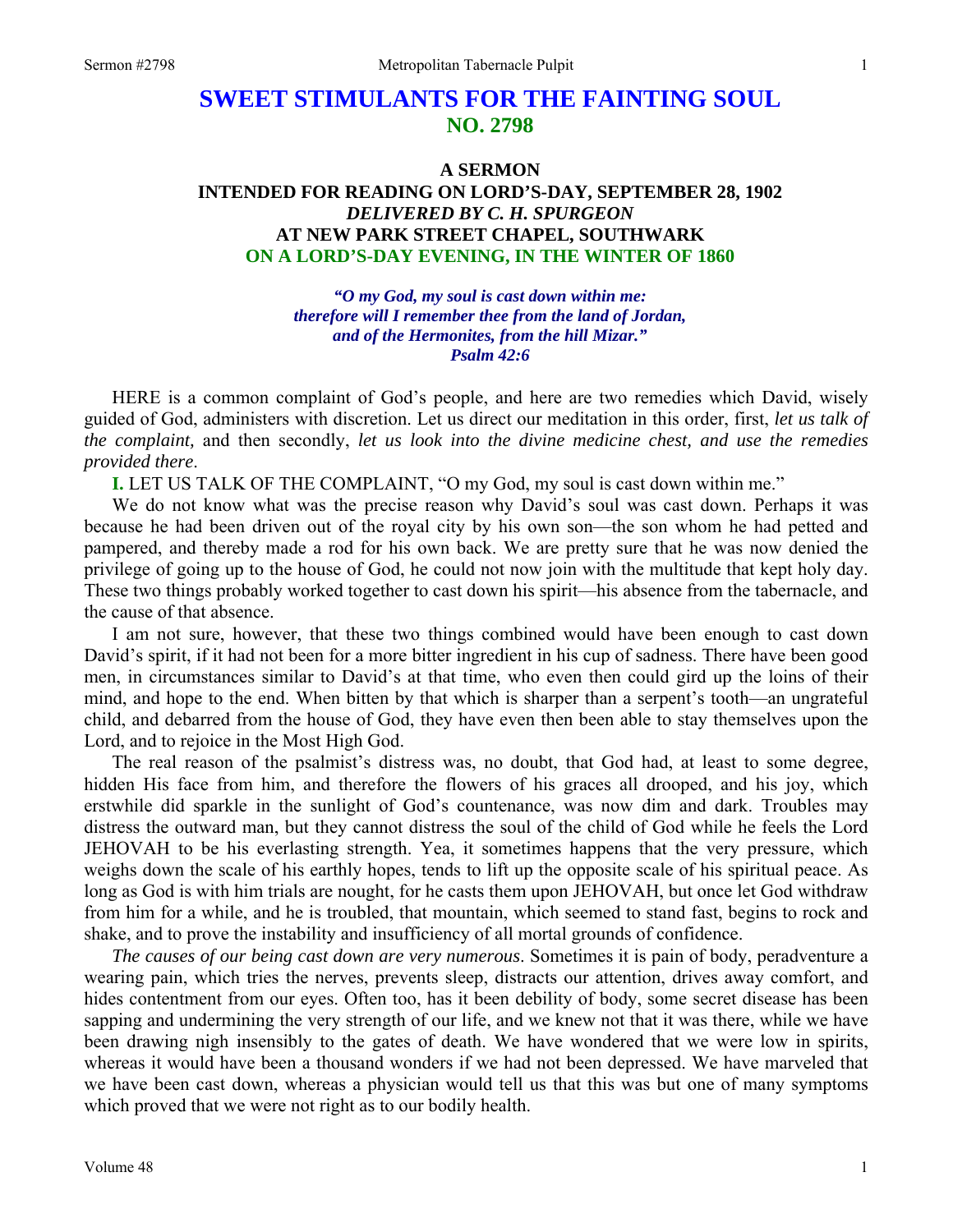# SWEET STIMULANTS FOR THE FAINTING SOUL
## NO. 2798

### A SERMON
### INTENDED FOR READING ON LORD'S-DAY, SEPTEMBER 28, 1902
### *DELIVERED BY C. H. SPURGEON*
### AT NEW PARK STREET CHAPEL, SOUTHWARK
### ON A LORD'S-DAY EVENING, IN THE WINTER OF 1860

*"O my God, my soul is cast down within me:*
*therefore will I remember thee from the land of Jordan,*
*and of the Hermonites, from the hill Mizar."*
*Psalm 42:6*

HERE is a common complaint of God's people, and here are two remedies which David, wisely guided of God, administers with discretion. Let us direct our meditation in this order, first, *let us talk of the complaint,* and then secondly, *let us look into the divine medicine chest, and use the remedies provided there*.

**I.** LET US TALK OF THE COMPLAINT, "O my God, my soul is cast down within me."

We do not know what was the precise reason why David's soul was cast down. Perhaps it was because he had been driven out of the royal city by his own son—the son whom he had petted and pampered, and thereby made a rod for his own back. We are pretty sure that he was now denied the privilege of going up to the house of God, he could not now join with the multitude that kept holy day. These two things probably worked together to cast down his spirit—his absence from the tabernacle, and the cause of that absence.

I am not sure, however, that these two things combined would have been enough to cast down David's spirit, if it had not been for a more bitter ingredient in his cup of sadness. There have been good men, in circumstances similar to David's at that time, who even then could gird up the loins of their mind, and hope to the end. When bitten by that which is sharper than a serpent's tooth—an ungrateful child, and debarred from the house of God, they have even then been able to stay themselves upon the Lord, and to rejoice in the Most High God.

The real reason of the psalmist's distress was, no doubt, that God had, at least to some degree, hidden His face from him, and therefore the flowers of his graces all drooped, and his joy, which erstwhile did sparkle in the sunlight of God's countenance, was now dim and dark. Troubles may distress the outward man, but they cannot distress the soul of the child of God while he feels the Lord JEHOVAH to be his everlasting strength. Yea, it sometimes happens that the very pressure, which weighs down the scale of his earthly hopes, tends to lift up the opposite scale of his spiritual peace. As long as God is with him trials are nought, for he casts them upon JEHOVAH, but once let God withdraw from him for a while, and he is troubled, that mountain, which seemed to stand fast, begins to rock and shake, and to prove the instability and insufficiency of all mortal grounds of confidence.

*The causes of our being cast down are very numerous*. Sometimes it is pain of body, peradventure a wearing pain, which tries the nerves, prevents sleep, distracts our attention, drives away comfort, and hides contentment from our eyes. Often too, has it been debility of body, some secret disease has been sapping and undermining the very strength of our life, and we knew not that it was there, while we have been drawing nigh insensibly to the gates of death. We have wondered that we were low in spirits, whereas it would have been a thousand wonders if we had not been depressed. We have marveled that we have been cast down, whereas a physician would tell us that this was but one of many symptoms which proved that we were not right as to our bodily health.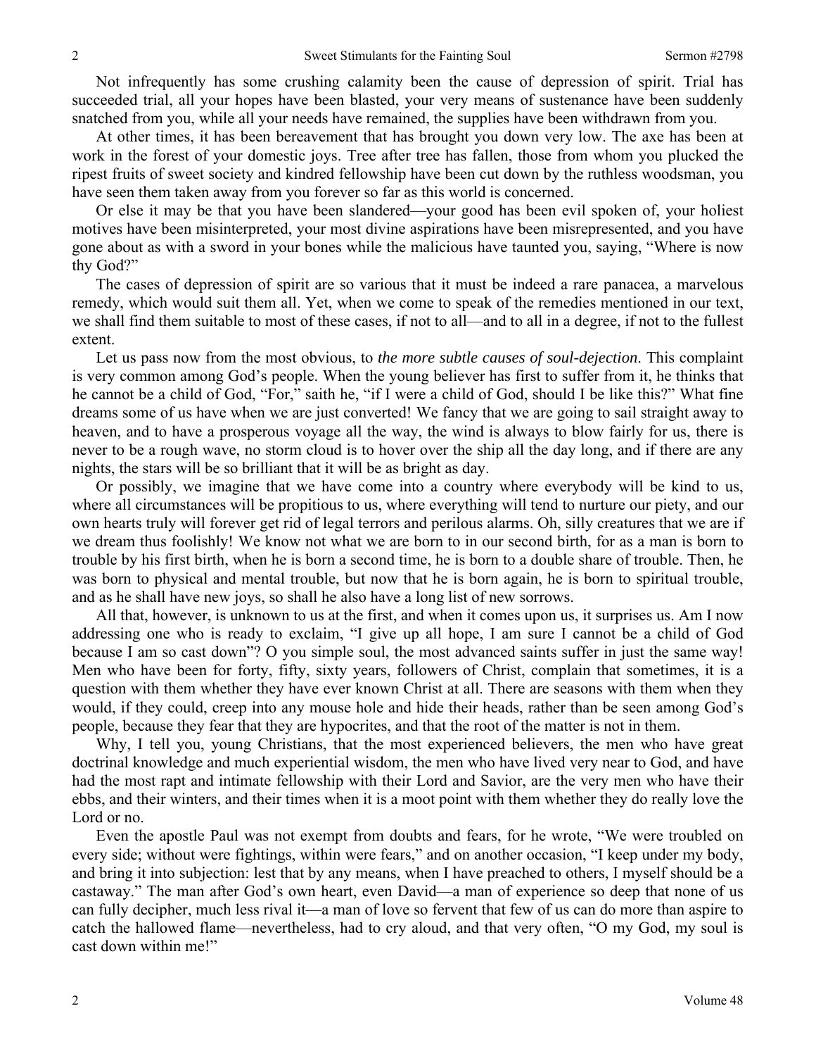Not infrequently has some crushing calamity been the cause of depression of spirit. Trial has succeeded trial, all your hopes have been blasted, your very means of sustenance have been suddenly snatched from you, while all your needs have remained, the supplies have been withdrawn from you.

At other times, it has been bereavement that has brought you down very low. The axe has been at work in the forest of your domestic joys. Tree after tree has fallen, those from whom you plucked the ripest fruits of sweet society and kindred fellowship have been cut down by the ruthless woodsman, you have seen them taken away from you forever so far as this world is concerned.

Or else it may be that you have been slandered—your good has been evil spoken of, your holiest motives have been misinterpreted, your most divine aspirations have been misrepresented, and you have gone about as with a sword in your bones while the malicious have taunted you, saying, "Where is now thy God?"

The cases of depression of spirit are so various that it must be indeed a rare panacea, a marvelous remedy, which would suit them all. Yet, when we come to speak of the remedies mentioned in our text, we shall find them suitable to most of these cases, if not to all—and to all in a degree, if not to the fullest extent.

Let us pass now from the most obvious, to *the more subtle causes of soul-dejection*. This complaint is very common among God's people. When the young believer has first to suffer from it, he thinks that he cannot be a child of God, "For," saith he, "if I were a child of God, should I be like this?" What fine dreams some of us have when we are just converted! We fancy that we are going to sail straight away to heaven, and to have a prosperous voyage all the way, the wind is always to blow fairly for us, there is never to be a rough wave, no storm cloud is to hover over the ship all the day long, and if there are any nights, the stars will be so brilliant that it will be as bright as day.

Or possibly, we imagine that we have come into a country where everybody will be kind to us, where all circumstances will be propitious to us, where everything will tend to nurture our piety, and our own hearts truly will forever get rid of legal terrors and perilous alarms. Oh, silly creatures that we are if we dream thus foolishly! We know not what we are born to in our second birth, for as a man is born to trouble by his first birth, when he is born a second time, he is born to a double share of trouble. Then, he was born to physical and mental trouble, but now that he is born again, he is born to spiritual trouble, and as he shall have new joys, so shall he also have a long list of new sorrows.

All that, however, is unknown to us at the first, and when it comes upon us, it surprises us. Am I now addressing one who is ready to exclaim, "I give up all hope, I am sure I cannot be a child of God because I am so cast down"? O you simple soul, the most advanced saints suffer in just the same way! Men who have been for forty, fifty, sixty years, followers of Christ, complain that sometimes, it is a question with them whether they have ever known Christ at all. There are seasons with them when they would, if they could, creep into any mouse hole and hide their heads, rather than be seen among God's people, because they fear that they are hypocrites, and that the root of the matter is not in them.

Why, I tell you, young Christians, that the most experienced believers, the men who have great doctrinal knowledge and much experiential wisdom, the men who have lived very near to God, and have had the most rapt and intimate fellowship with their Lord and Savior, are the very men who have their ebbs, and their winters, and their times when it is a moot point with them whether they do really love the Lord or no.

Even the apostle Paul was not exempt from doubts and fears, for he wrote, "We were troubled on every side; without were fightings, within were fears," and on another occasion, "I keep under my body, and bring it into subjection: lest that by any means, when I have preached to others, I myself should be a castaway." The man after God's own heart, even David—a man of experience so deep that none of us can fully decipher, much less rival it—a man of love so fervent that few of us can do more than aspire to catch the hallowed flame—nevertheless, had to cry aloud, and that very often, "O my God, my soul is cast down within me!"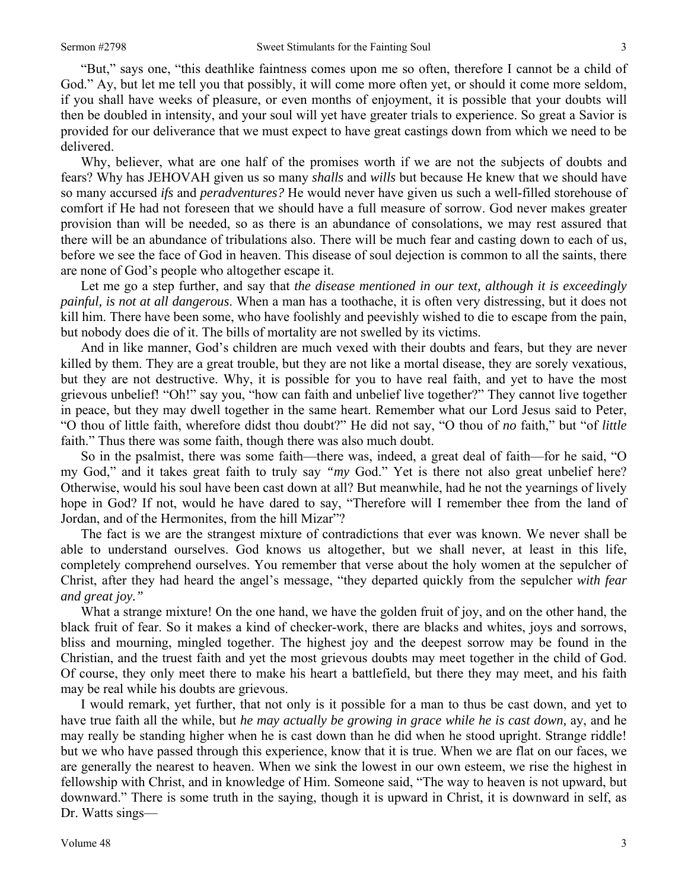"But," says one, "this deathlike faintness comes upon me so often, therefore I cannot be a child of God." Ay, but let me tell you that possibly, it will come more often yet, or should it come more seldom, if you shall have weeks of pleasure, or even months of enjoyment, it is possible that your doubts will then be doubled in intensity, and your soul will yet have greater trials to experience. So great a Savior is provided for our deliverance that we must expect to have great castings down from which we need to be delivered.

Why, believer, what are one half of the promises worth if we are not the subjects of doubts and fears? Why has JEHOVAH given us so many *shalls* and *wills* but because He knew that we should have so many accursed *ifs* and *peradventures?* He would never have given us such a well-filled storehouse of comfort if He had not foreseen that we should have a full measure of sorrow. God never makes greater provision than will be needed, so as there is an abundance of consolations, we may rest assured that there will be an abundance of tribulations also. There will be much fear and casting down to each of us, before we see the face of God in heaven. This disease of soul dejection is common to all the saints, there are none of God's people who altogether escape it.

Let me go a step further, and say that *the disease mentioned in our text, although it is exceedingly painful, is not at all dangerous*. When a man has a toothache, it is often very distressing, but it does not kill him. There have been some, who have foolishly and peevishly wished to die to escape from the pain, but nobody does die of it. The bills of mortality are not swelled by its victims.

And in like manner, God's children are much vexed with their doubts and fears, but they are never killed by them. They are a great trouble, but they are not like a mortal disease, they are sorely vexatious, but they are not destructive. Why, it is possible for you to have real faith, and yet to have the most grievous unbelief! "Oh!" say you, "how can faith and unbelief live together?" They cannot live together in peace, but they may dwell together in the same heart. Remember what our Lord Jesus said to Peter, "O thou of little faith, wherefore didst thou doubt?" He did not say, "O thou of *no* faith," but "of *little* faith." Thus there was some faith, though there was also much doubt.

So in the psalmist, there was some faith—there was, indeed, a great deal of faith—for he said, "O my God," and it takes great faith to truly say *"my* God." Yet is there not also great unbelief here? Otherwise, would his soul have been cast down at all? But meanwhile, had he not the yearnings of lively hope in God? If not, would he have dared to say, "Therefore will I remember thee from the land of Jordan, and of the Hermonites, from the hill Mizar"?

The fact is we are the strangest mixture of contradictions that ever was known. We never shall be able to understand ourselves. God knows us altogether, but we shall never, at least in this life, completely comprehend ourselves. You remember that verse about the holy women at the sepulcher of Christ, after they had heard the angel's message, "they departed quickly from the sepulcher *with fear and great joy."*

What a strange mixture! On the one hand, we have the golden fruit of joy, and on the other hand, the black fruit of fear. So it makes a kind of checker-work, there are blacks and whites, joys and sorrows, bliss and mourning, mingled together. The highest joy and the deepest sorrow may be found in the Christian, and the truest faith and yet the most grievous doubts may meet together in the child of God. Of course, they only meet there to make his heart a battlefield, but there they may meet, and his faith may be real while his doubts are grievous.

I would remark, yet further, that not only is it possible for a man to thus be cast down, and yet to have true faith all the while, but *he may actually be growing in grace while he is cast down,* ay, and he may really be standing higher when he is cast down than he did when he stood upright. Strange riddle! but we who have passed through this experience, know that it is true. When we are flat on our faces, we are generally the nearest to heaven. When we sink the lowest in our own esteem, we rise the highest in fellowship with Christ, and in knowledge of Him. Someone said, "The way to heaven is not upward, but downward." There is some truth in the saying, though it is upward in Christ, it is downward in self, as Dr. Watts sings—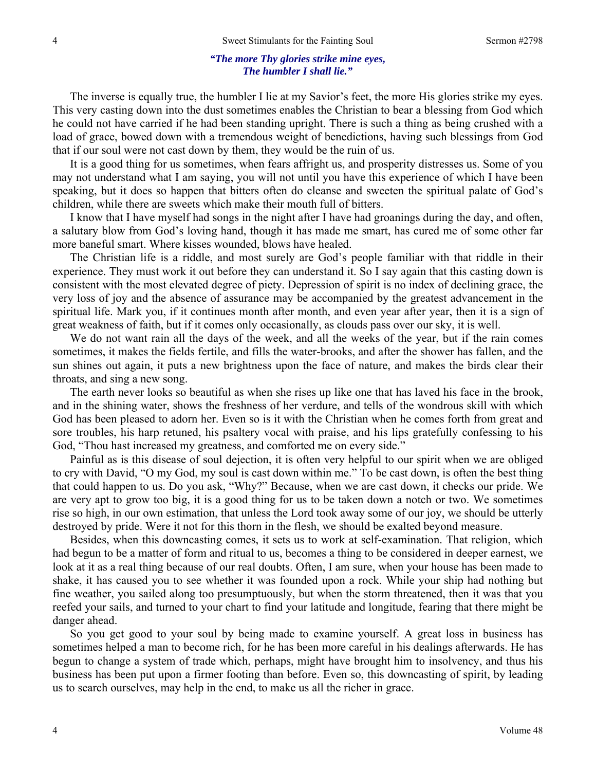*"The more Thy glories strike mine eyes,*
*The humbler I shall lie."*

The inverse is equally true, the humbler I lie at my Savior's feet, the more His glories strike my eyes. This very casting down into the dust sometimes enables the Christian to bear a blessing from God which he could not have carried if he had been standing upright. There is such a thing as being crushed with a load of grace, bowed down with a tremendous weight of benedictions, having such blessings from God that if our soul were not cast down by them, they would be the ruin of us.

It is a good thing for us sometimes, when fears affright us, and prosperity distresses us. Some of you may not understand what I am saying, you will not until you have this experience of which I have been speaking, but it does so happen that bitters often do cleanse and sweeten the spiritual palate of God's children, while there are sweets which make their mouth full of bitters.

I know that I have myself had songs in the night after I have had groanings during the day, and often, a salutary blow from God's loving hand, though it has made me smart, has cured me of some other far more baneful smart. Where kisses wounded, blows have healed.

The Christian life is a riddle, and most surely are God's people familiar with that riddle in their experience. They must work it out before they can understand it. So I say again that this casting down is consistent with the most elevated degree of piety. Depression of spirit is no index of declining grace, the very loss of joy and the absence of assurance may be accompanied by the greatest advancement in the spiritual life. Mark you, if it continues month after month, and even year after year, then it is a sign of great weakness of faith, but if it comes only occasionally, as clouds pass over our sky, it is well.

We do not want rain all the days of the week, and all the weeks of the year, but if the rain comes sometimes, it makes the fields fertile, and fills the water-brooks, and after the shower has fallen, and the sun shines out again, it puts a new brightness upon the face of nature, and makes the birds clear their throats, and sing a new song.

The earth never looks so beautiful as when she rises up like one that has laved his face in the brook, and in the shining water, shows the freshness of her verdure, and tells of the wondrous skill with which God has been pleased to adorn her. Even so is it with the Christian when he comes forth from great and sore troubles, his harp retuned, his psaltery vocal with praise, and his lips gratefully confessing to his God, "Thou hast increased my greatness, and comforted me on every side."

Painful as is this disease of soul dejection, it is often very helpful to our spirit when we are obliged to cry with David, "O my God, my soul is cast down within me." To be cast down, is often the best thing that could happen to us. Do you ask, "Why?" Because, when we are cast down, it checks our pride. We are very apt to grow too big, it is a good thing for us to be taken down a notch or two. We sometimes rise so high, in our own estimation, that unless the Lord took away some of our joy, we should be utterly destroyed by pride. Were it not for this thorn in the flesh, we should be exalted beyond measure.

Besides, when this downcasting comes, it sets us to work at self-examination. That religion, which had begun to be a matter of form and ritual to us, becomes a thing to be considered in deeper earnest, we look at it as a real thing because of our real doubts. Often, I am sure, when your house has been made to shake, it has caused you to see whether it was founded upon a rock. While your ship had nothing but fine weather, you sailed along too presumptuously, but when the storm threatened, then it was that you reefed your sails, and turned to your chart to find your latitude and longitude, fearing that there might be danger ahead.

So you get good to your soul by being made to examine yourself. A great loss in business has sometimes helped a man to become rich, for he has been more careful in his dealings afterwards. He has begun to change a system of trade which, perhaps, might have brought him to insolvency, and thus his business has been put upon a firmer footing than before. Even so, this downcasting of spirit, by leading us to search ourselves, may help in the end, to make us all the richer in grace.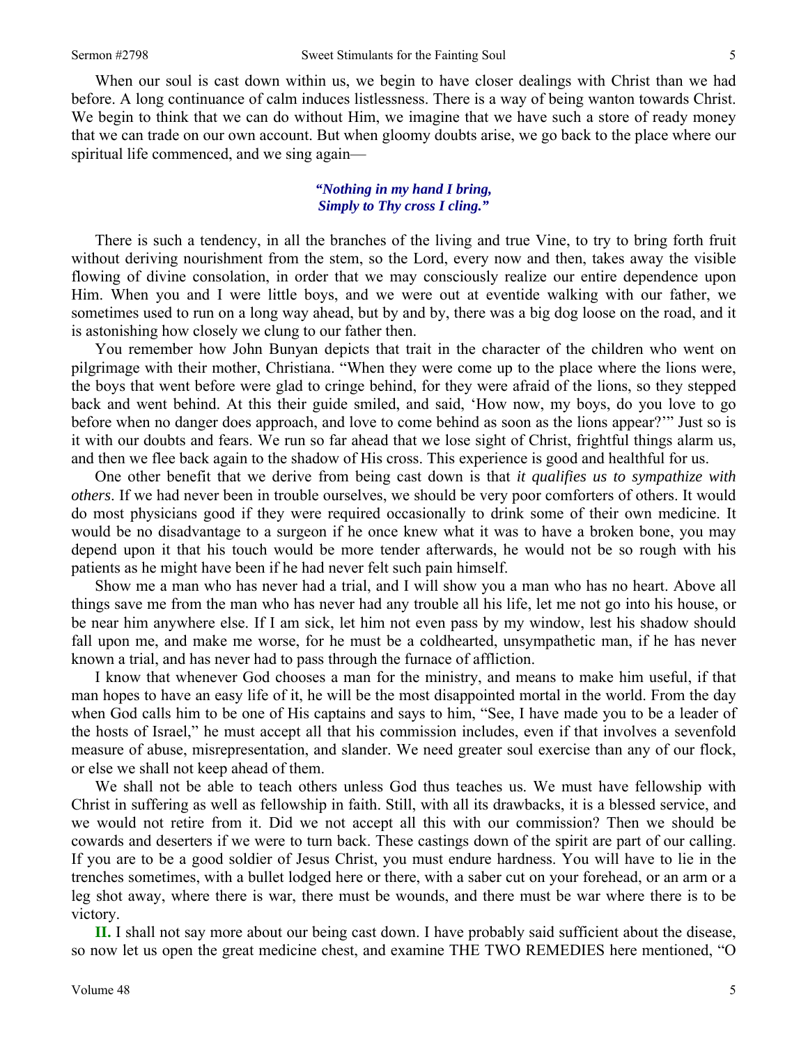When our soul is cast down within us, we begin to have closer dealings with Christ than we had before. A long continuance of calm induces listlessness. There is a way of being wanton towards Christ. We begin to think that we can do without Him, we imagine that we have such a store of ready money that we can trade on our own account. But when gloomy doubts arise, we go back to the place where our spiritual life commenced, and we sing again—

> ***"Nothing in my hand I bring,***
> ***Simply to Thy cross I cling."***

There is such a tendency, in all the branches of the living and true Vine, to try to bring forth fruit without deriving nourishment from the stem, so the Lord, every now and then, takes away the visible flowing of divine consolation, in order that we may consciously realize our entire dependence upon Him. When you and I were little boys, and we were out at eventide walking with our father, we sometimes used to run on a long way ahead, but by and by, there was a big dog loose on the road, and it is astonishing how closely we clung to our father then.

You remember how John Bunyan depicts that trait in the character of the children who went on pilgrimage with their mother, Christiana. "When they were come up to the place where the lions were, the boys that went before were glad to cringe behind, for they were afraid of the lions, so they stepped back and went behind. At this their guide smiled, and said, 'How now, my boys, do you love to go before when no danger does approach, and love to come behind as soon as the lions appear?'" Just so is it with our doubts and fears. We run so far ahead that we lose sight of Christ, frightful things alarm us, and then we flee back again to the shadow of His cross. This experience is good and healthful for us.

One other benefit that we derive from being cast down is that *it qualifies us to sympathize with others*. If we had never been in trouble ourselves, we should be very poor comforters of others. It would do most physicians good if they were required occasionally to drink some of their own medicine. It would be no disadvantage to a surgeon if he once knew what it was to have a broken bone, you may depend upon it that his touch would be more tender afterwards, he would not be so rough with his patients as he might have been if he had never felt such pain himself.

Show me a man who has never had a trial, and I will show you a man who has no heart. Above all things save me from the man who has never had any trouble all his life, let me not go into his house, or be near him anywhere else. If I am sick, let him not even pass by my window, lest his shadow should fall upon me, and make me worse, for he must be a coldhearted, unsympathetic man, if he has never known a trial, and has never had to pass through the furnace of affliction.

I know that whenever God chooses a man for the ministry, and means to make him useful, if that man hopes to have an easy life of it, he will be the most disappointed mortal in the world. From the day when God calls him to be one of His captains and says to him, "See, I have made you to be a leader of the hosts of Israel," he must accept all that his commission includes, even if that involves a sevenfold measure of abuse, misrepresentation, and slander. We need greater soul exercise than any of our flock, or else we shall not keep ahead of them.

We shall not be able to teach others unless God thus teaches us. We must have fellowship with Christ in suffering as well as fellowship in faith. Still, with all its drawbacks, it is a blessed service, and we would not retire from it. Did we not accept all this with our commission? Then we should be cowards and deserters if we were to turn back. These castings down of the spirit are part of our calling. If you are to be a good soldier of Jesus Christ, you must endure hardness. You will have to lie in the trenches sometimes, with a bullet lodged here or there, with a saber cut on your forehead, or an arm or a leg shot away, where there is war, there must be wounds, and there must be war where there is to be victory.

**II.** I shall not say more about our being cast down. I have probably said sufficient about the disease, so now let us open the great medicine chest, and examine THE TWO REMEDIES here mentioned, "O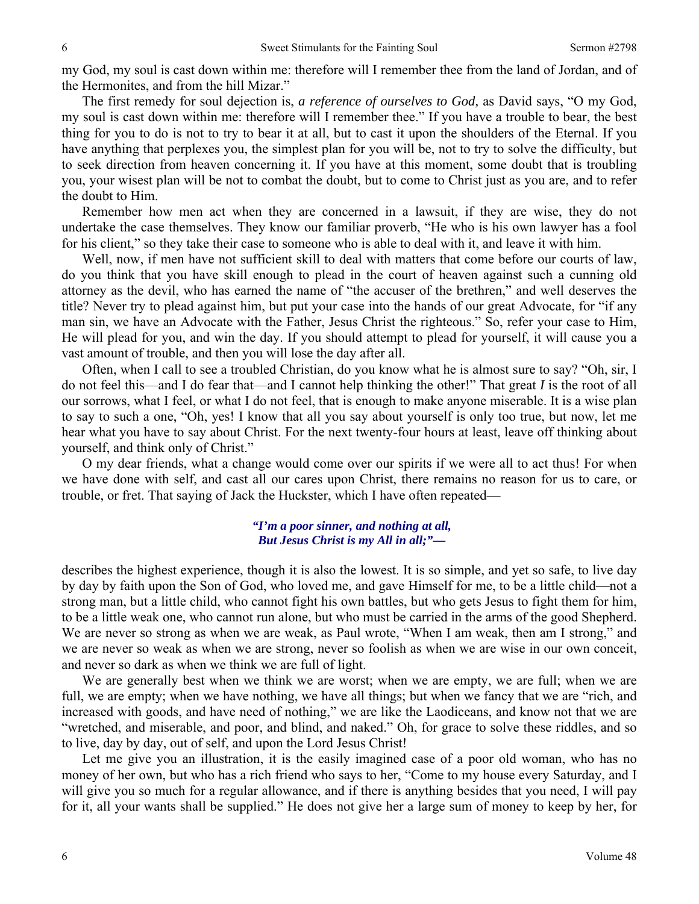my God, my soul is cast down within me: therefore will I remember thee from the land of Jordan, and of the Hermonites, and from the hill Mizar."

The first remedy for soul dejection is, *a reference of ourselves to God,* as David says, "O my God, my soul is cast down within me: therefore will I remember thee." If you have a trouble to bear, the best thing for you to do is not to try to bear it at all, but to cast it upon the shoulders of the Eternal. If you have anything that perplexes you, the simplest plan for you will be, not to try to solve the difficulty, but to seek direction from heaven concerning it. If you have at this moment, some doubt that is troubling you, your wisest plan will be not to combat the doubt, but to come to Christ just as you are, and to refer the doubt to Him.

Remember how men act when they are concerned in a lawsuit, if they are wise, they do not undertake the case themselves. They know our familiar proverb, "He who is his own lawyer has a fool for his client," so they take their case to someone who is able to deal with it, and leave it with him.

Well, now, if men have not sufficient skill to deal with matters that come before our courts of law, do you think that you have skill enough to plead in the court of heaven against such a cunning old attorney as the devil, who has earned the name of "the accuser of the brethren," and well deserves the title? Never try to plead against him, but put your case into the hands of our great Advocate, for "if any man sin, we have an Advocate with the Father, Jesus Christ the righteous." So, refer your case to Him, He will plead for you, and win the day. If you should attempt to plead for yourself, it will cause you a vast amount of trouble, and then you will lose the day after all.

Often, when I call to see a troubled Christian, do you know what he is almost sure to say? "Oh, sir, I do not feel this—and I do fear that—and I cannot help thinking the other!" That great *I* is the root of all our sorrows, what I feel, or what I do not feel, that is enough to make anyone miserable. It is a wise plan to say to such a one, "Oh, yes! I know that all you say about yourself is only too true, but now, let me hear what you have to say about Christ. For the next twenty-four hours at least, leave off thinking about yourself, and think only of Christ."

O my dear friends, what a change would come over our spirits if we were all to act thus! For when we have done with self, and cast all our cares upon Christ, there remains no reason for us to care, or trouble, or fret. That saying of Jack the Huckster, which I have often repeated—

> ***"I'm a poor sinner, and nothing at all,***
> ***But Jesus Christ is my All in all;"—***

describes the highest experience, though it is also the lowest. It is so simple, and yet so safe, to live day by day by faith upon the Son of God, who loved me, and gave Himself for me, to be a little child—not a strong man, but a little child, who cannot fight his own battles, but who gets Jesus to fight them for him, to be a little weak one, who cannot run alone, but who must be carried in the arms of the good Shepherd. We are never so strong as when we are weak, as Paul wrote, "When I am weak, then am I strong," and we are never so weak as when we are strong, never so foolish as when we are wise in our own conceit, and never so dark as when we think we are full of light.

We are generally best when we think we are worst; when we are empty, we are full; when we are full, we are empty; when we have nothing, we have all things; but when we fancy that we are "rich, and increased with goods, and have need of nothing," we are like the Laodiceans, and know not that we are "wretched, and miserable, and poor, and blind, and naked." Oh, for grace to solve these riddles, and so to live, day by day, out of self, and upon the Lord Jesus Christ!

Let me give you an illustration, it is the easily imagined case of a poor old woman, who has no money of her own, but who has a rich friend who says to her, "Come to my house every Saturday, and I will give you so much for a regular allowance, and if there is anything besides that you need, I will pay for it, all your wants shall be supplied." He does not give her a large sum of money to keep by her, for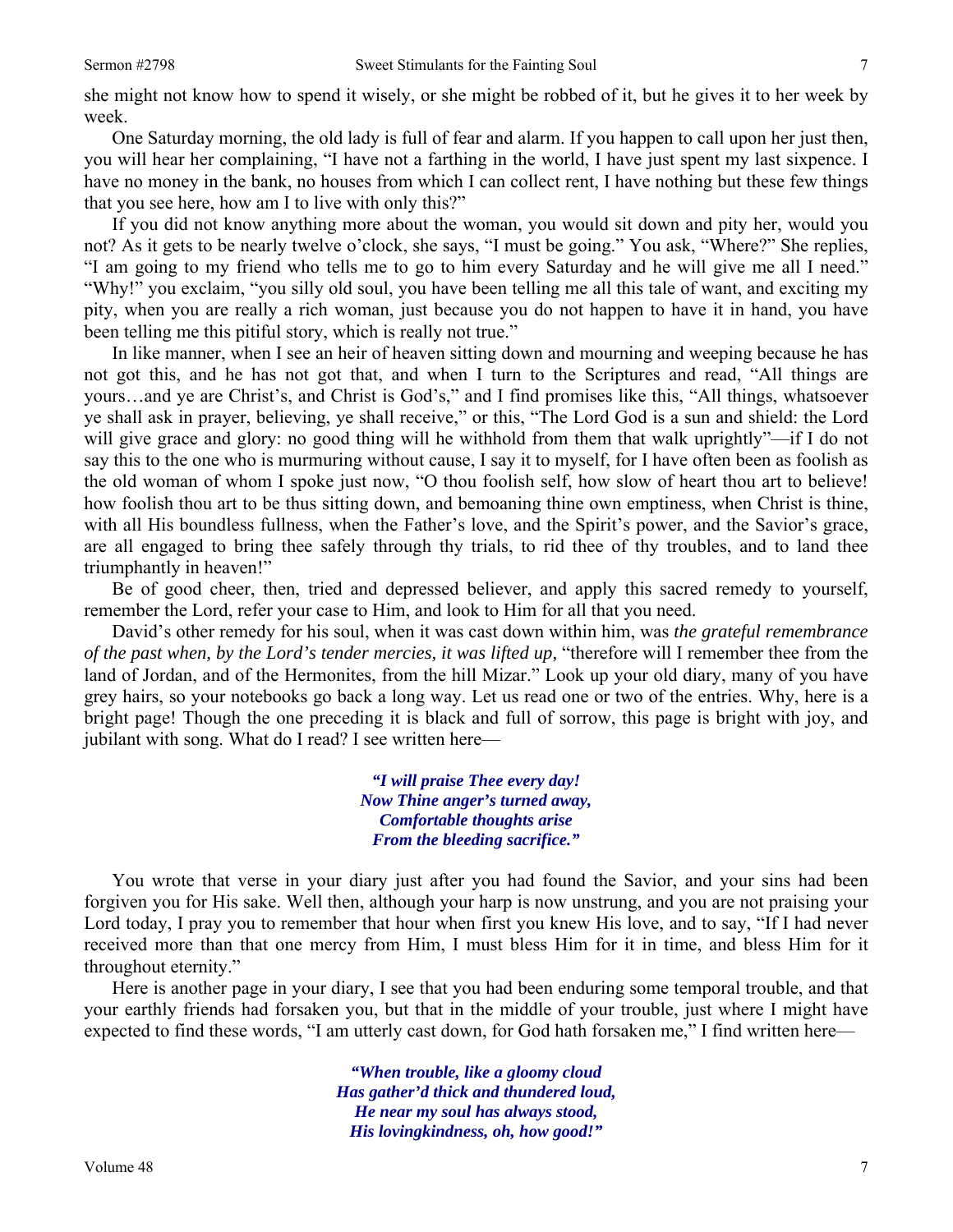she might not know how to spend it wisely, or she might be robbed of it, but he gives it to her week by week.

One Saturday morning, the old lady is full of fear and alarm. If you happen to call upon her just then, you will hear her complaining, "I have not a farthing in the world, I have just spent my last sixpence. I have no money in the bank, no houses from which I can collect rent, I have nothing but these few things that you see here, how am I to live with only this?"

If you did not know anything more about the woman, you would sit down and pity her, would you not? As it gets to be nearly twelve o'clock, she says, "I must be going." You ask, "Where?" She replies, "I am going to my friend who tells me to go to him every Saturday and he will give me all I need." "Why!" you exclaim, "you silly old soul, you have been telling me all this tale of want, and exciting my pity, when you are really a rich woman, just because you do not happen to have it in hand, you have been telling me this pitiful story, which is really not true."

In like manner, when I see an heir of heaven sitting down and mourning and weeping because he has not got this, and he has not got that, and when I turn to the Scriptures and read, "All things are yours…and ye are Christ's, and Christ is God's," and I find promises like this, "All things, whatsoever ye shall ask in prayer, believing, ye shall receive," or this, "The Lord God is a sun and shield: the Lord will give grace and glory: no good thing will he withhold from them that walk uprightly"—if I do not say this to the one who is murmuring without cause, I say it to myself, for I have often been as foolish as the old woman of whom I spoke just now, "O thou foolish self, how slow of heart thou art to believe! how foolish thou art to be thus sitting down, and bemoaning thine own emptiness, when Christ is thine, with all His boundless fullness, when the Father's love, and the Spirit's power, and the Savior's grace, are all engaged to bring thee safely through thy trials, to rid thee of thy troubles, and to land thee triumphantly in heaven!"

Be of good cheer, then, tried and depressed believer, and apply this sacred remedy to yourself, remember the Lord, refer your case to Him, and look to Him for all that you need.

David's other remedy for his soul, when it was cast down within him, was *the grateful remembrance of the past when, by the Lord's tender mercies, it was lifted up,* "therefore will I remember thee from the land of Jordan, and of the Hermonites, from the hill Mizar." Look up your old diary, many of you have grey hairs, so your notebooks go back a long way. Let us read one or two of the entries. Why, here is a bright page! Though the one preceding it is black and full of sorrow, this page is bright with joy, and jubilant with song. What do I read? I see written here—

> ***"I will praise Thee every day!***
> ***Now Thine anger's turned away,***
> ***Comfortable thoughts arise***
> ***From the bleeding sacrifice."***

You wrote that verse in your diary just after you had found the Savior, and your sins had been forgiven you for His sake. Well then, although your harp is now unstrung, and you are not praising your Lord today, I pray you to remember that hour when first you knew His love, and to say, "If I had never received more than that one mercy from Him, I must bless Him for it in time, and bless Him for it throughout eternity."

Here is another page in your diary, I see that you had been enduring some temporal trouble, and that your earthly friends had forsaken you, but that in the middle of your trouble, just where I might have expected to find these words, "I am utterly cast down, for God hath forsaken me," I find written here—

> ***"When trouble, like a gloomy cloud***
> ***Has gather'd thick and thundered loud,***
> ***He near my soul has always stood,***
> ***His lovingkindness, oh, how good!"***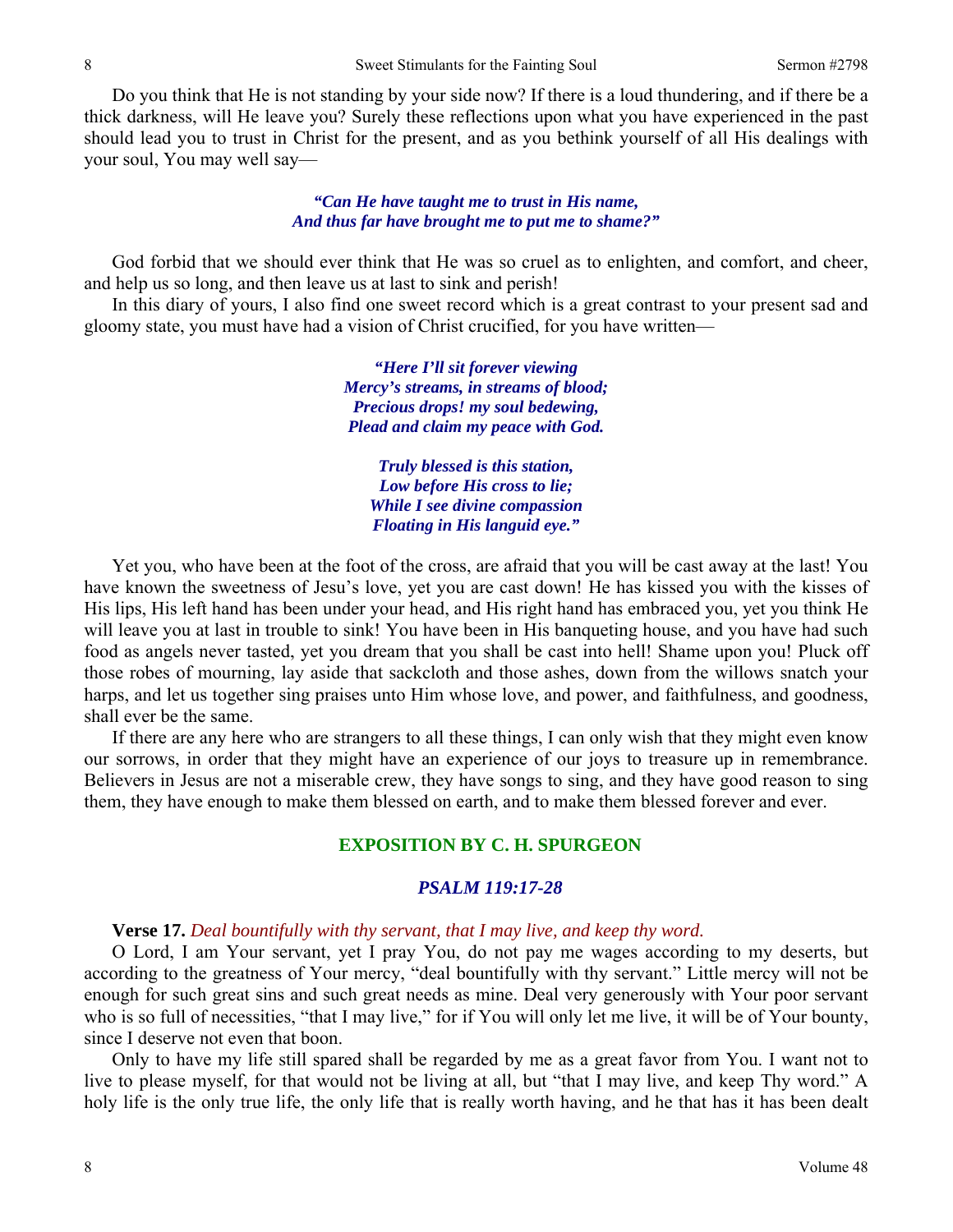Do you think that He is not standing by your side now? If there is a loud thundering, and if there be a thick darkness, will He leave you? Surely these reflections upon what you have experienced in the past should lead you to trust in Christ for the present, and as you bethink yourself of all His dealings with your soul, You may well say—

> ***"Can He have taught me to trust in His name,***
> ***And thus far have brought me to put me to shame?"***

God forbid that we should ever think that He was so cruel as to enlighten, and comfort, and cheer, and help us so long, and then leave us at last to sink and perish!

In this diary of yours, I also find one sweet record which is a great contrast to your present sad and gloomy state, you must have had a vision of Christ crucified, for you have written—

> ***"Here I'll sit forever viewing***
> ***Mercy's streams, in streams of blood;***
> ***Precious drops! my soul bedewing,***
> ***Plead and claim my peace with God.***
>
> ***Truly blessed is this station,***
> ***Low before His cross to lie;***
> ***While I see divine compassion***
> ***Floating in His languid eye."***

Yet you, who have been at the foot of the cross, are afraid that you will be cast away at the last! You have known the sweetness of Jesu's love, yet you are cast down! He has kissed you with the kisses of His lips, His left hand has been under your head, and His right hand has embraced you, yet you think He will leave you at last in trouble to sink! You have been in His banqueting house, and you have had such food as angels never tasted, yet you dream that you shall be cast into hell! Shame upon you! Pluck off those robes of mourning, lay aside that sackcloth and those ashes, down from the willows snatch your harps, and let us together sing praises unto Him whose love, and power, and faithfulness, and goodness, shall ever be the same.

If there are any here who are strangers to all these things, I can only wish that they might even know our sorrows, in order that they might have an experience of our joys to treasure up in remembrance. Believers in Jesus are not a miserable crew, they have songs to sing, and they have good reason to sing them, they have enough to make them blessed on earth, and to make them blessed forever and ever.

## EXPOSITION BY C. H. SPURGEON

### *PSALM 119:17-28*

**Verse 17.** *Deal bountifully with thy servant, that I may live, and keep thy word.*

O Lord, I am Your servant, yet I pray You, do not pay me wages according to my deserts, but according to the greatness of Your mercy, "deal bountifully with thy servant." Little mercy will not be enough for such great sins and such great needs as mine. Deal very generously with Your poor servant who is so full of necessities, "that I may live," for if You will only let me live, it will be of Your bounty, since I deserve not even that boon.

Only to have my life still spared shall be regarded by me as a great favor from You. I want not to live to please myself, for that would not be living at all, but "that I may live, and keep Thy word." A holy life is the only true life, the only life that is really worth having, and he that has it has been dealt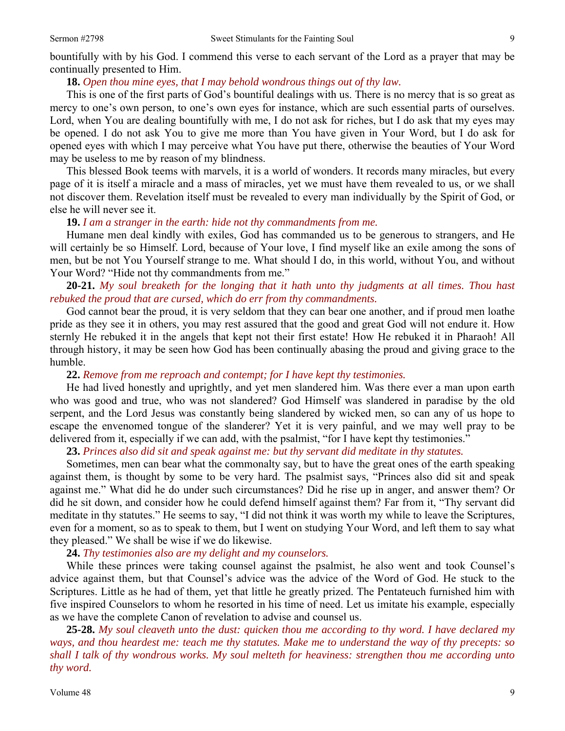bountifully with by his God. I commend this verse to each servant of the Lord as a prayer that may be continually presented to Him.

**18.** *Open thou mine eyes, that I may behold wondrous things out of thy law.*

This is one of the first parts of God's bountiful dealings with us. There is no mercy that is so great as mercy to one's own person, to one's own eyes for instance, which are such essential parts of ourselves. Lord, when You are dealing bountifully with me, I do not ask for riches, but I do ask that my eyes may be opened. I do not ask You to give me more than You have given in Your Word, but I do ask for opened eyes with which I may perceive what You have put there, otherwise the beauties of Your Word may be useless to me by reason of my blindness.

This blessed Book teems with marvels, it is a world of wonders. It records many miracles, but every page of it is itself a miracle and a mass of miracles, yet we must have them revealed to us, or we shall not discover them. Revelation itself must be revealed to every man individually by the Spirit of God, or else he will never see it.

**19.** *I am a stranger in the earth: hide not thy commandments from me.*

Humane men deal kindly with exiles, God has commanded us to be generous to strangers, and He will certainly be so Himself. Lord, because of Your love, I find myself like an exile among the sons of men, but be not You Yourself strange to me. What should I do, in this world, without You, and without Your Word? "Hide not thy commandments from me."

**20-21.** *My soul breaketh for the longing that it hath unto thy judgments at all times. Thou hast rebuked the proud that are cursed, which do err from thy commandments.*

God cannot bear the proud, it is very seldom that they can bear one another, and if proud men loathe pride as they see it in others, you may rest assured that the good and great God will not endure it. How sternly He rebuked it in the angels that kept not their first estate! How He rebuked it in Pharaoh! All through history, it may be seen how God has been continually abasing the proud and giving grace to the humble.

**22.** *Remove from me reproach and contempt; for I have kept thy testimonies.*

He had lived honestly and uprightly, and yet men slandered him. Was there ever a man upon earth who was good and true, who was not slandered? God Himself was slandered in paradise by the old serpent, and the Lord Jesus was constantly being slandered by wicked men, so can any of us hope to escape the envenomed tongue of the slanderer? Yet it is very painful, and we may well pray to be delivered from it, especially if we can add, with the psalmist, "for I have kept thy testimonies."

**23.** *Princes also did sit and speak against me: but thy servant did meditate in thy statutes.*

Sometimes, men can bear what the commonalty say, but to have the great ones of the earth speaking against them, is thought by some to be very hard. The psalmist says, "Princes also did sit and speak against me." What did he do under such circumstances? Did he rise up in anger, and answer them? Or did he sit down, and consider how he could defend himself against them? Far from it, "Thy servant did meditate in thy statutes." He seems to say, "I did not think it was worth my while to leave the Scriptures, even for a moment, so as to speak to them, but I went on studying Your Word, and left them to say what they pleased." We shall be wise if we do likewise.

**24.** *Thy testimonies also are my delight and my counselors.*

While these princes were taking counsel against the psalmist, he also went and took Counsel's advice against them, but that Counsel's advice was the advice of the Word of God. He stuck to the Scriptures. Little as he had of them, yet that little he greatly prized. The Pentateuch furnished him with five inspired Counselors to whom he resorted in his time of need. Let us imitate his example, especially as we have the complete Canon of revelation to advise and counsel us.

**25-28.** *My soul cleaveth unto the dust: quicken thou me according to thy word. I have declared my ways, and thou heardest me: teach me thy statutes. Make me to understand the way of thy precepts: so shall I talk of thy wondrous works. My soul melteth for heaviness: strengthen thou me according unto thy word.*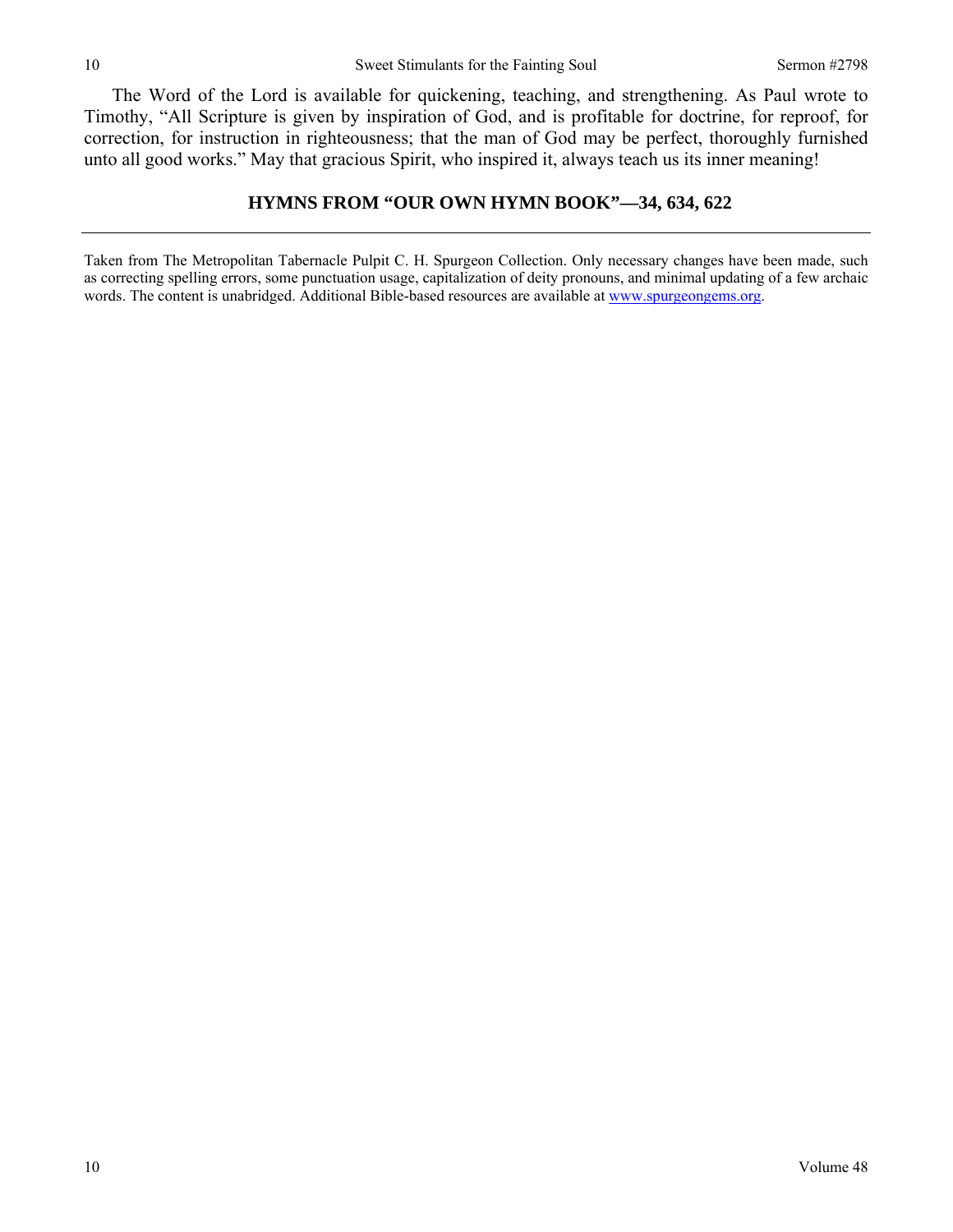The Word of the Lord is available for quickening, teaching, and strengthening. As Paul wrote to Timothy, "All Scripture is given by inspiration of God, and is profitable for doctrine, for reproof, for correction, for instruction in righteousness; that the man of God may be perfect, thoroughly furnished unto all good works." May that gracious Spirit, who inspired it, always teach us its inner meaning!

**HYMNS FROM "OUR OWN HYMN BOOK"—34, 634, 622**

---

Taken from The Metropolitan Tabernacle Pulpit C. H. Spurgeon Collection. Only necessary changes have been made, such as correcting spelling errors, some punctuation usage, capitalization of deity pronouns, and minimal updating of a few archaic words. The content is unabridged. Additional Bible-based resources are available at www.spurgeongems.org.